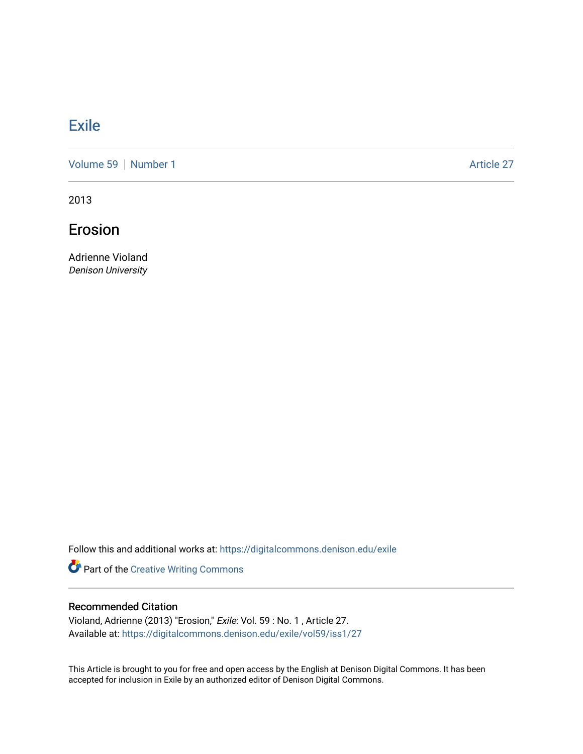# Exile

Volume 59 | Number 1 | Article 27

2013

## Erosion

Adrienne Violand
*Denison University*

Follow this and additional works at: https://digitalcommons.denison.edu/exile

Part of the Creative Writing Commons

### Recommended Citation

Violand, Adrienne (2013) "Erosion," *Exile*: Vol. 59 : No. 1 , Article 27.
Available at: https://digitalcommons.denison.edu/exile/vol59/iss1/27

This Article is brought to you for free and open access by the English at Denison Digital Commons. It has been accepted for inclusion in Exile by an authorized editor of Denison Digital Commons.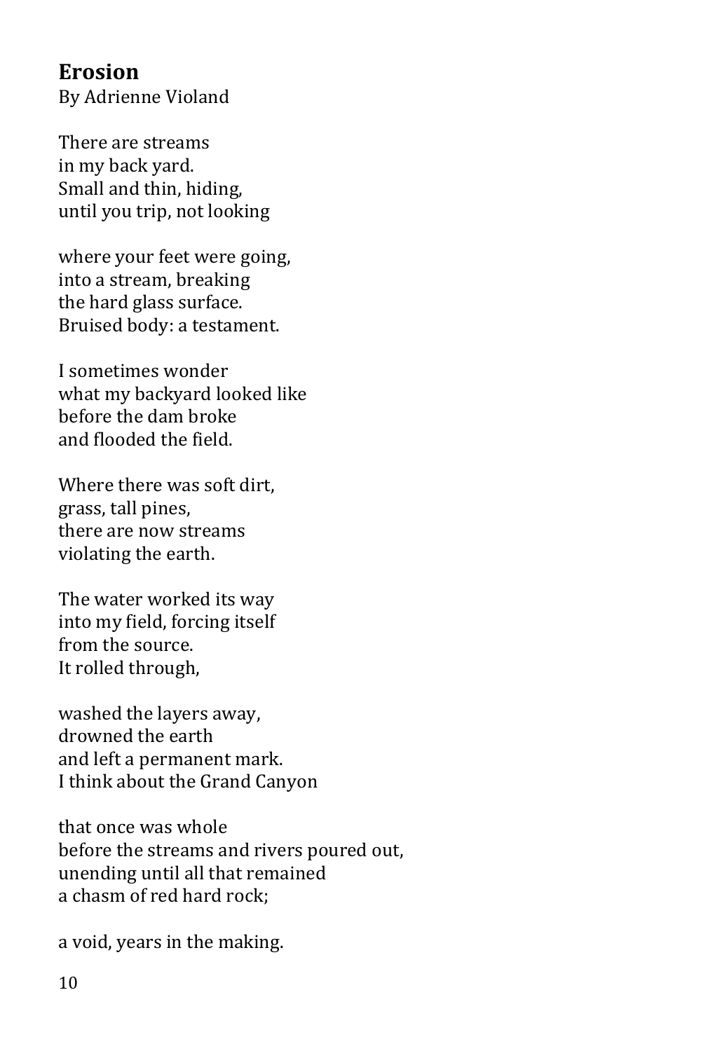## Erosion

By Adrienne Violand

There are streams  
in my back yard.  
Small and thin, hiding,  
until you trip, not looking

where your feet were going,  
into a stream, breaking  
the hard glass surface.  
Bruised body: a testament.

I sometimes wonder  
what my backyard looked like  
before the dam broke  
and flooded the field.

Where there was soft dirt,  
grass, tall pines,  
there are now streams  
violating the earth.

The water worked its way  
into my field, forcing itself  
from the source.  
It rolled through,

washed the layers away,  
drowned the earth  
and left a permanent mark.  
I think about the Grand Canyon

that once was whole  
before the streams and rivers poured out,  
unending until all that remained  
a chasm of red hard rock;

a void, years in the making.